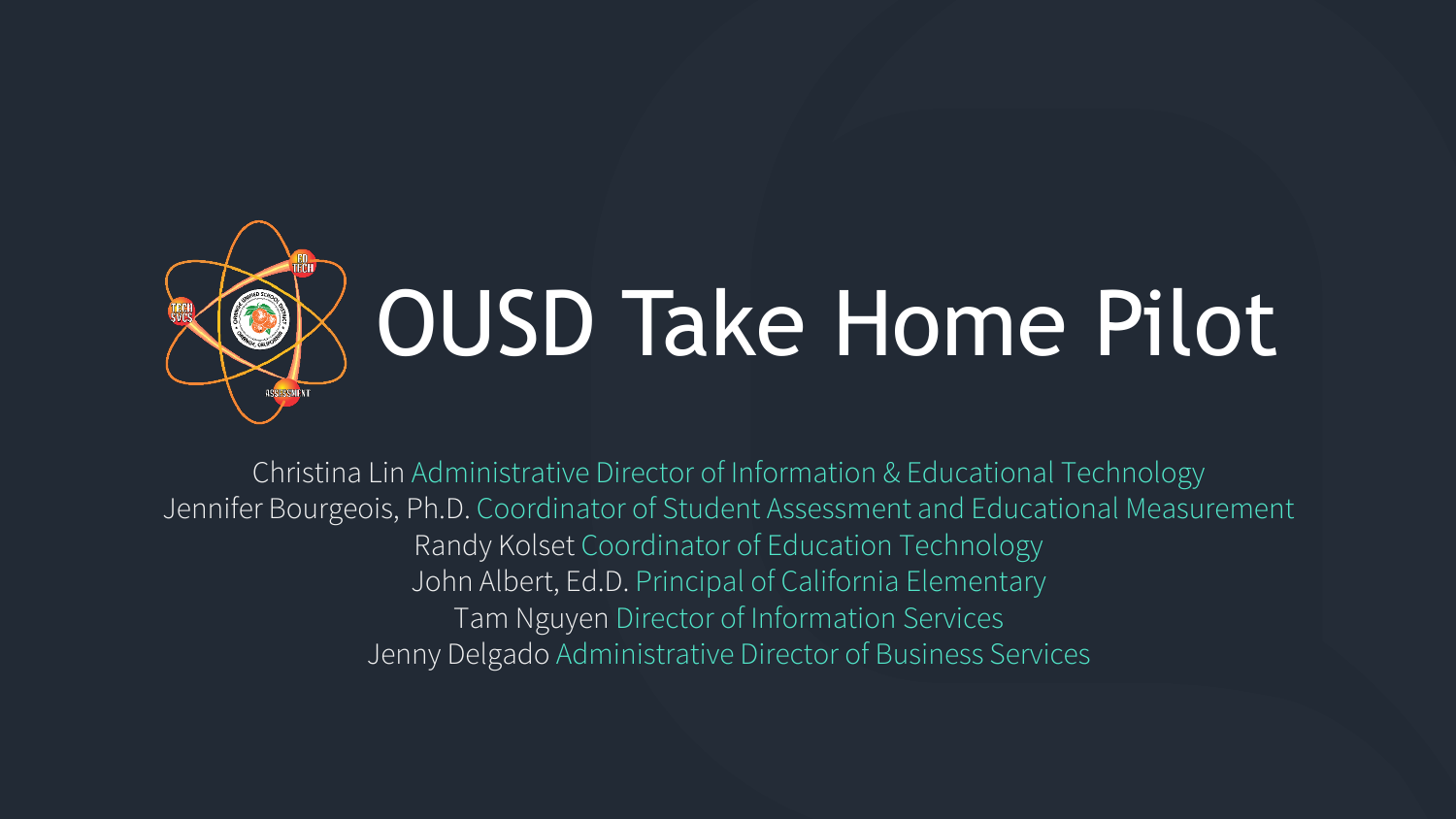# OUSD Take Home Pilot

Christina Lin Administrative Director of Information & Educational Technology
Jennifer Bourgeois, Ph.D. Coordinator of Student Assessment and Educational Measurement
Randy Kolset Coordinator of Education Technology
John Albert, Ed.D. Principal of California Elementary
Tam Nguyen Director of Information Services
Jenny Delgado Administrative Director of Business Services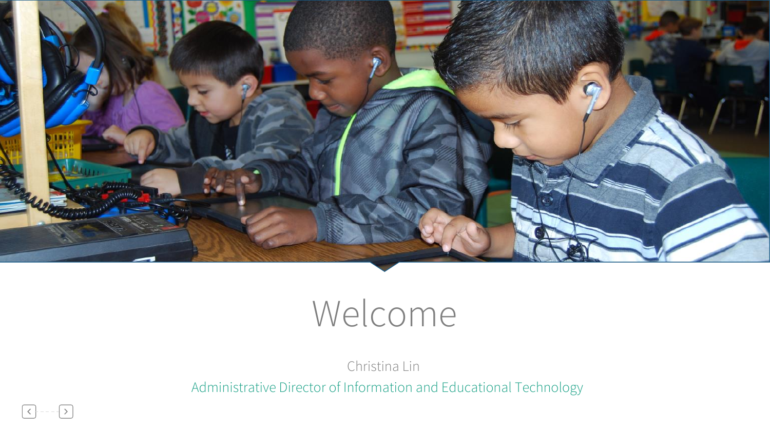# Welcome

Christina Lin

Administrative Director of Information and Educational Technology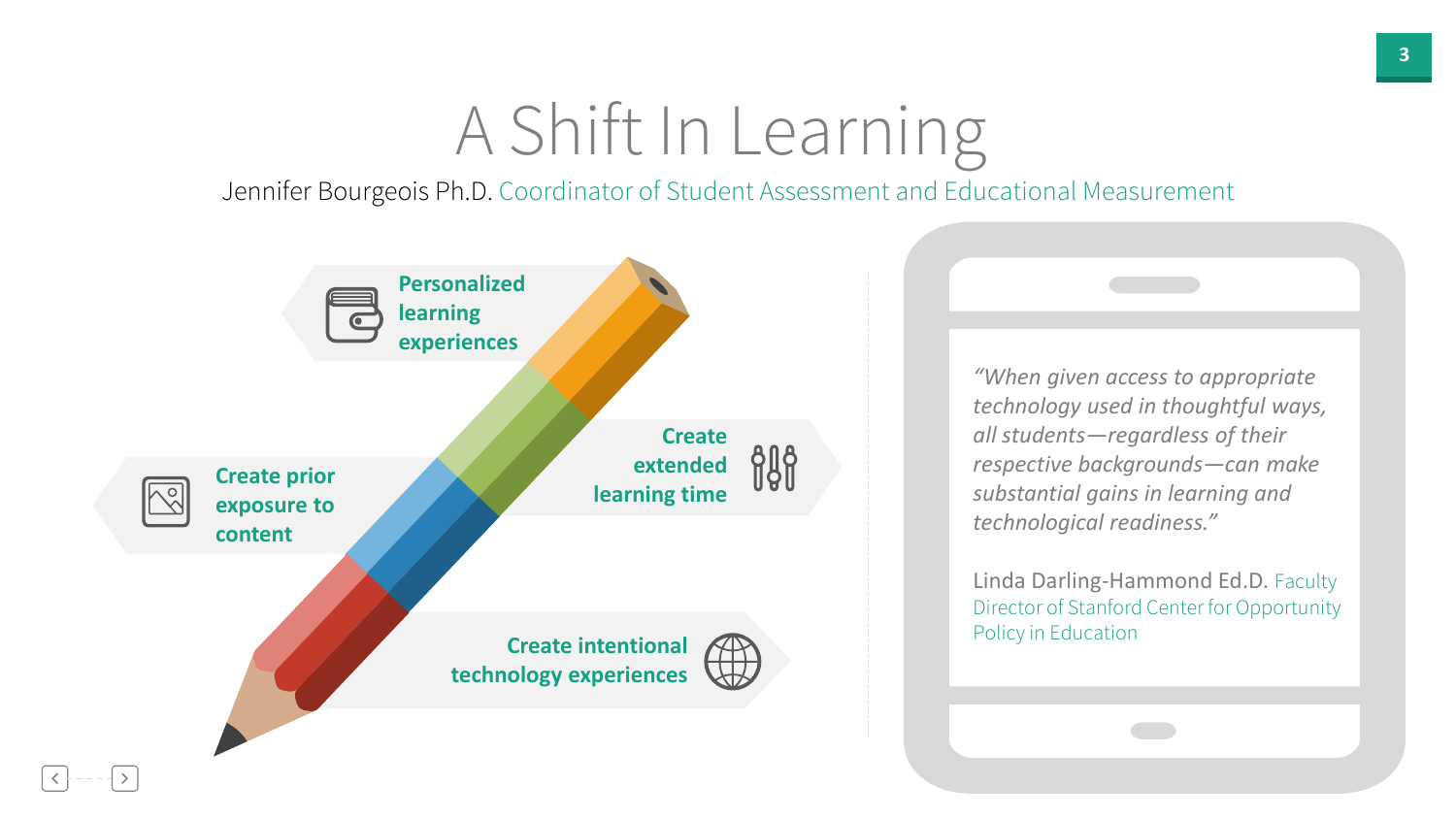# A Shift In Learning

Jennifer Bourgeois Ph.D. Coordinator of Student Assessment and Educational Measurement

**Personalized learning experiences**

**Create prior exposure to content**

**Create extended learning time**

**Create intentional technology experiences**

*"When given access to appropriate technology used in thoughtful ways, all students—regardless of their respective backgrounds—can make substantial gains in learning and technological readiness."*

Linda Darling-Hammond Ed.D. Faculty Director of Stanford Center for Opportunity Policy in Education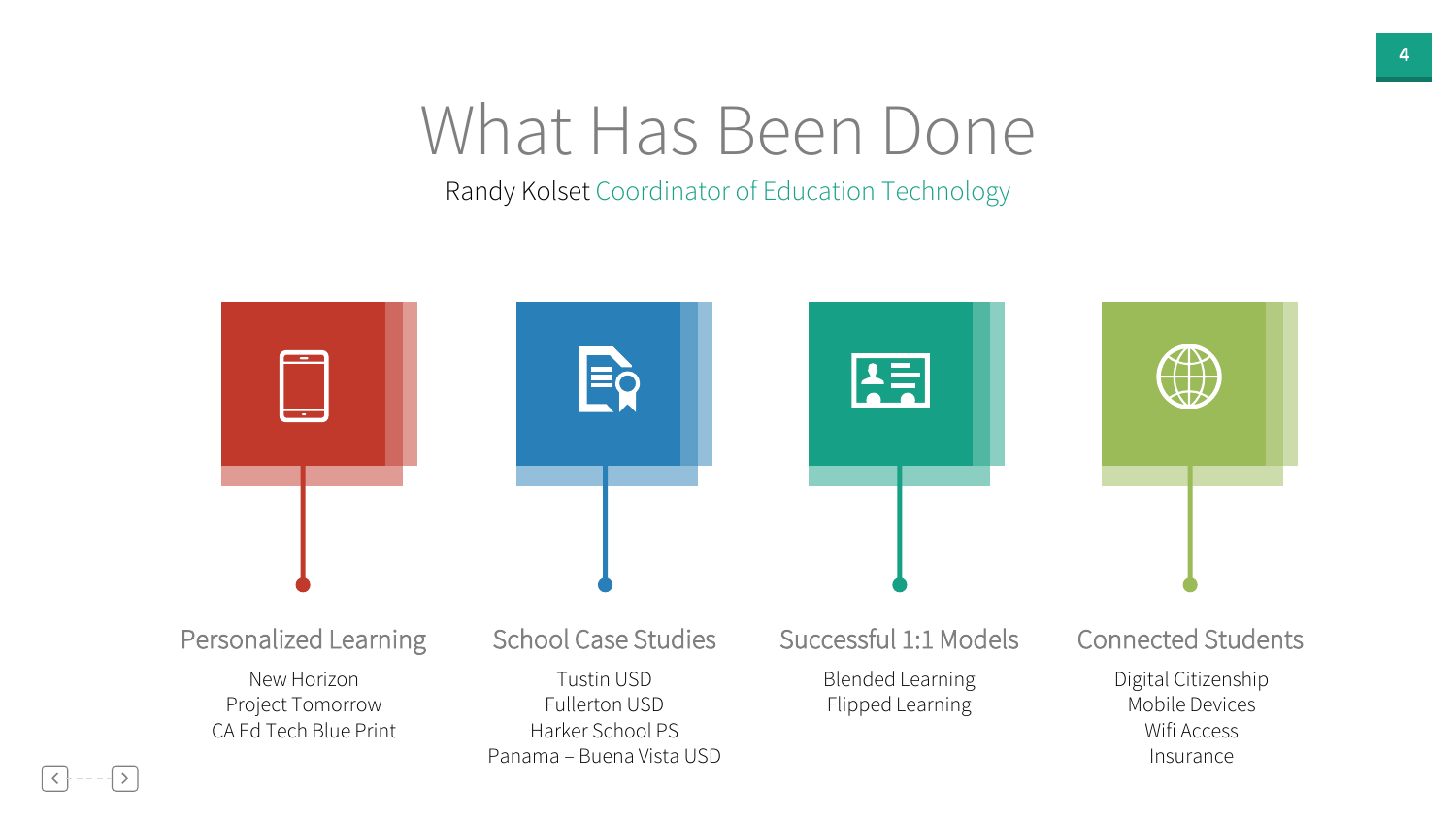# What Has Been Done

Randy Kolset Coordinator of Education Technology

### Personalized Learning

New Horizon
Project Tomorrow
CA Ed Tech Blue Print

### School Case Studies

Tustin USD
Fullerton USD
Harker School PS
Panama – Buena Vista USD

### Successful 1:1 Models

Blended Learning
Flipped Learning

### Connected Students

Digital Citizenship
Mobile Devices
Wifi Access
Insurance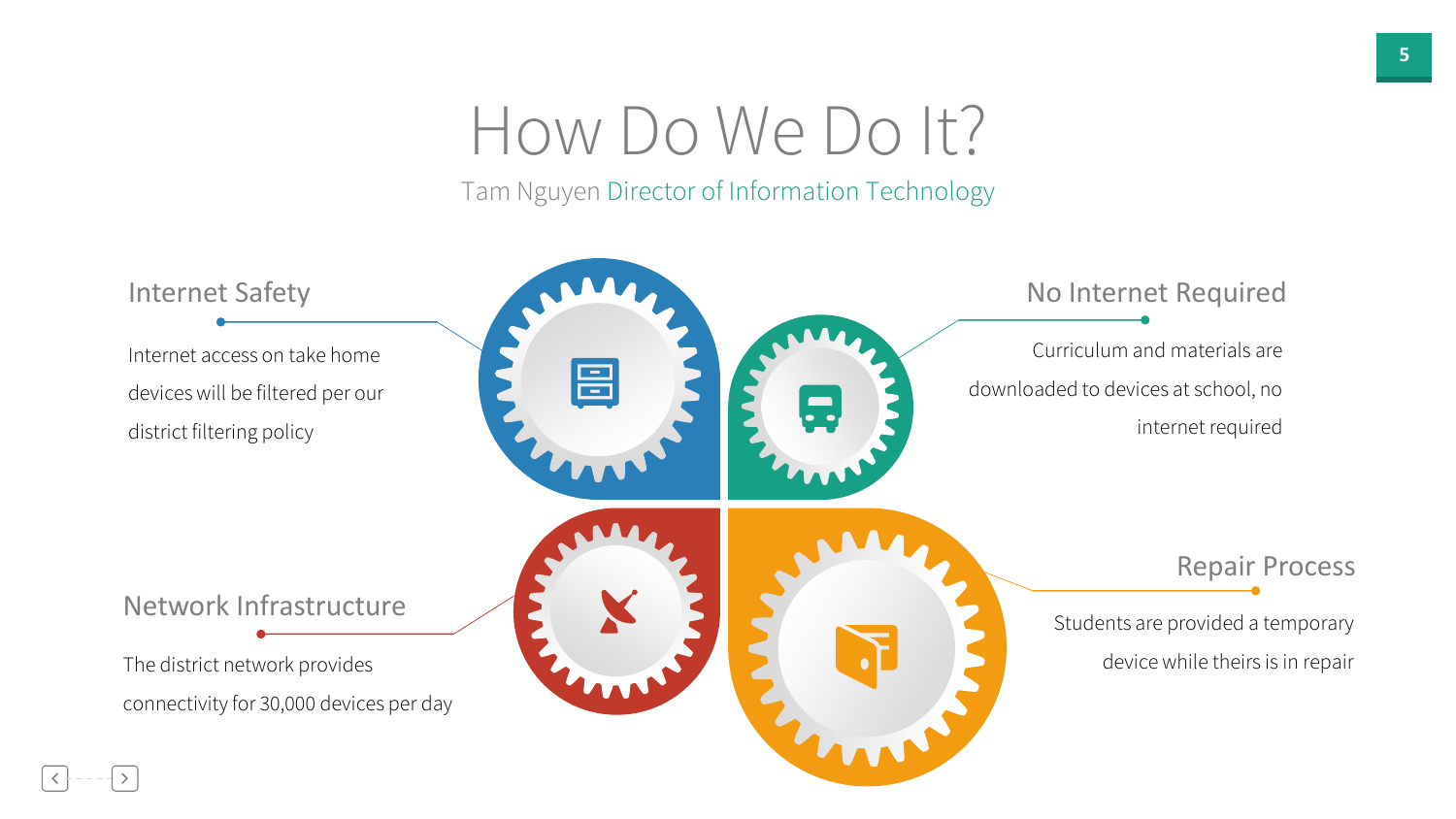# How Do We Do It?

Tam Nguyen Director of Information Technology

## Internet Safety

Internet access on take home devices will be filtered per our district filtering policy

## No Internet Required

Curriculum and materials are downloaded to devices at school, no internet required

## Network Infrastructure

The district network provides connectivity for 30,000 devices per day

## Repair Process

Students are provided a temporary device while theirs is in repair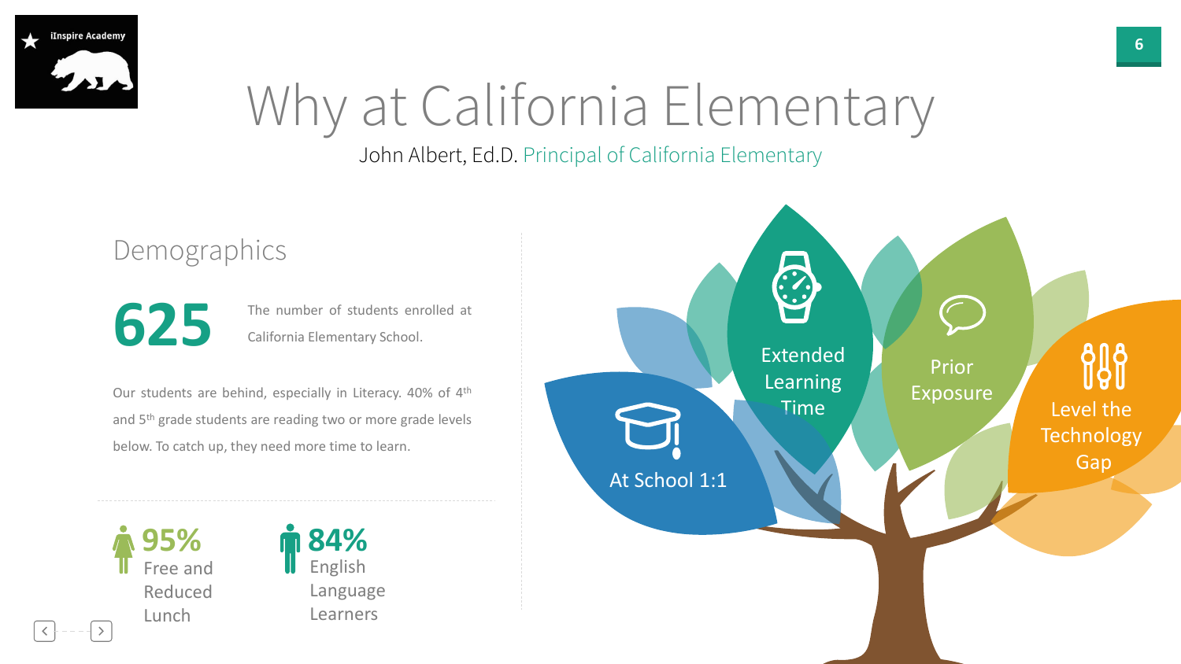iInspire Academy

# Why at California Elementary

John Albert, Ed.D. Principal of California Elementary

## Demographics

**625** The number of students enrolled at California Elementary School.

Our students are behind, especially in Literacy. 40% of 4th and 5th grade students are reading two or more grade levels below. To catch up, they need more time to learn.

**95%** Free and Reduced Lunch

**84%** English Language Learners

- At School 1:1
- Extended Learning Time
- Prior Exposure
- Level the Technology Gap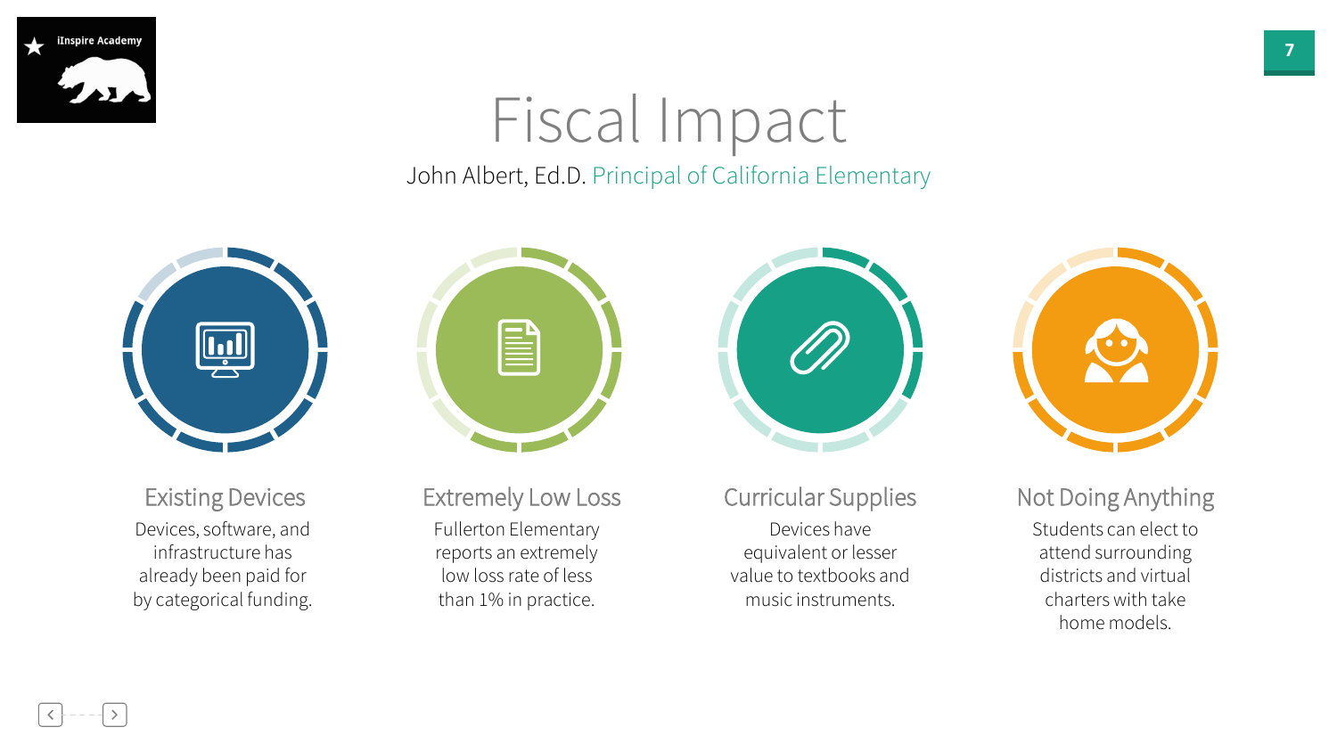# Fiscal Impact

John Albert, Ed.D. Principal of California Elementary

### Existing Devices

Devices, software, and infrastructure has already been paid for by categorical funding.

### Extremely Low Loss

Fullerton Elementary reports an extremely low loss rate of less than 1% in practice.

### Curricular Supplies

Devices have equivalent or lesser value to textbooks and music instruments.

### Not Doing Anything

Students can elect to attend surrounding districts and virtual charters with take home models.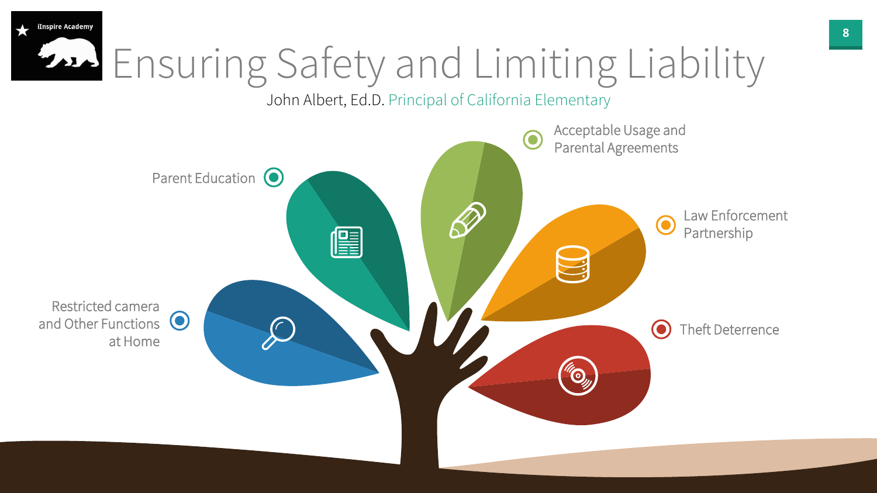# Ensuring Safety and Limiting Liability

John Albert, Ed.D. Principal of California Elementary

- Restricted camera and Other Functions at Home
- Parent Education
- Acceptable Usage and Parental Agreements
- Law Enforcement Partnership
- Theft Deterrence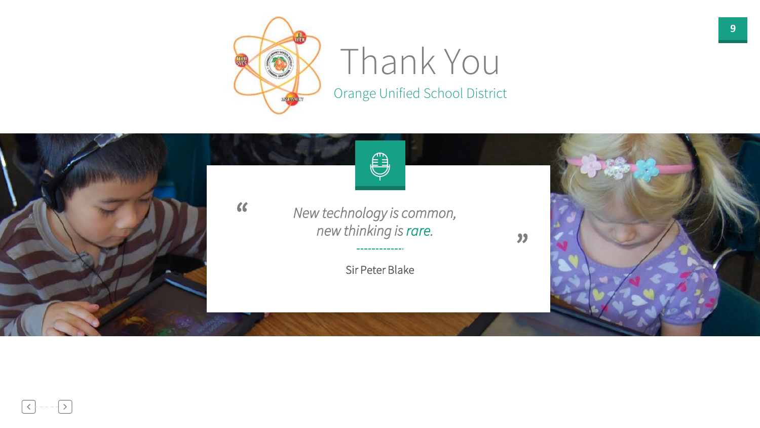# Thank You

Orange Unified School District

> *New technology is common,*
> *new thinking is* ***rare****.*
>
> Sir Peter Blake